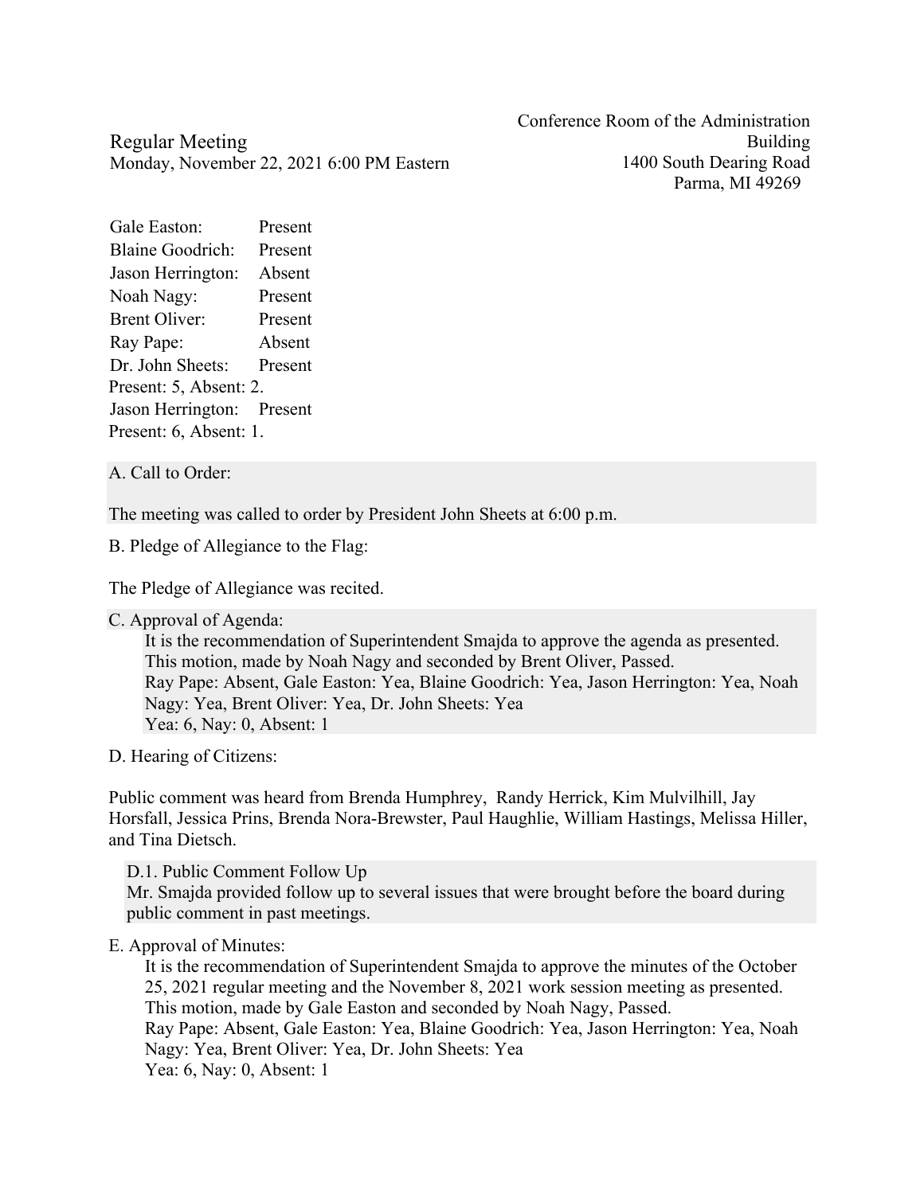Conference Room of the Administration Building
1400 South Dearing Road
Parma, MI 49269

# Regular Meeting

Monday, November 22, 2021 6:00 PM Eastern

Gale Easton: Present
Blaine Goodrich: Present
Jason Herrington: Absent
Noah Nagy: Present
Brent Oliver: Present
Ray Pape: Absent
Dr. John Sheets: Present
Present: 5, Absent: 2.
Jason Herrington: Present
Present: 6, Absent: 1.

## A. Call to Order:

The meeting was called to order by President John Sheets at 6:00 p.m.

## B. Pledge of Allegiance to the Flag:

The Pledge of Allegiance was recited.

## C. Approval of Agenda:

It is the recommendation of Superintendent Smajda to approve the agenda as presented.
This motion, made by Noah Nagy and seconded by Brent Oliver, Passed.
Ray Pape: Absent, Gale Easton: Yea, Blaine Goodrich: Yea, Jason Herrington: Yea, Noah Nagy: Yea, Brent Oliver: Yea, Dr. John Sheets: Yea
Yea: 6, Nay: 0, Absent: 1

## D. Hearing of Citizens:

Public comment was heard from Brenda Humphrey, Randy Herrick, Kim Mulvilhill, Jay Horsfall, Jessica Prins, Brenda Nora-Brewster, Paul Haughlie, William Hastings, Melissa Hiller, and Tina Dietsch.

### D.1. Public Comment Follow Up

Mr. Smajda provided follow up to several issues that were brought before the board during public comment in past meetings.

## E. Approval of Minutes:

It is the recommendation of Superintendent Smajda to approve the minutes of the October 25, 2021 regular meeting and the November 8, 2021 work session meeting as presented.
This motion, made by Gale Easton and seconded by Noah Nagy, Passed.
Ray Pape: Absent, Gale Easton: Yea, Blaine Goodrich: Yea, Jason Herrington: Yea, Noah Nagy: Yea, Brent Oliver: Yea, Dr. John Sheets: Yea
Yea: 6, Nay: 0, Absent: 1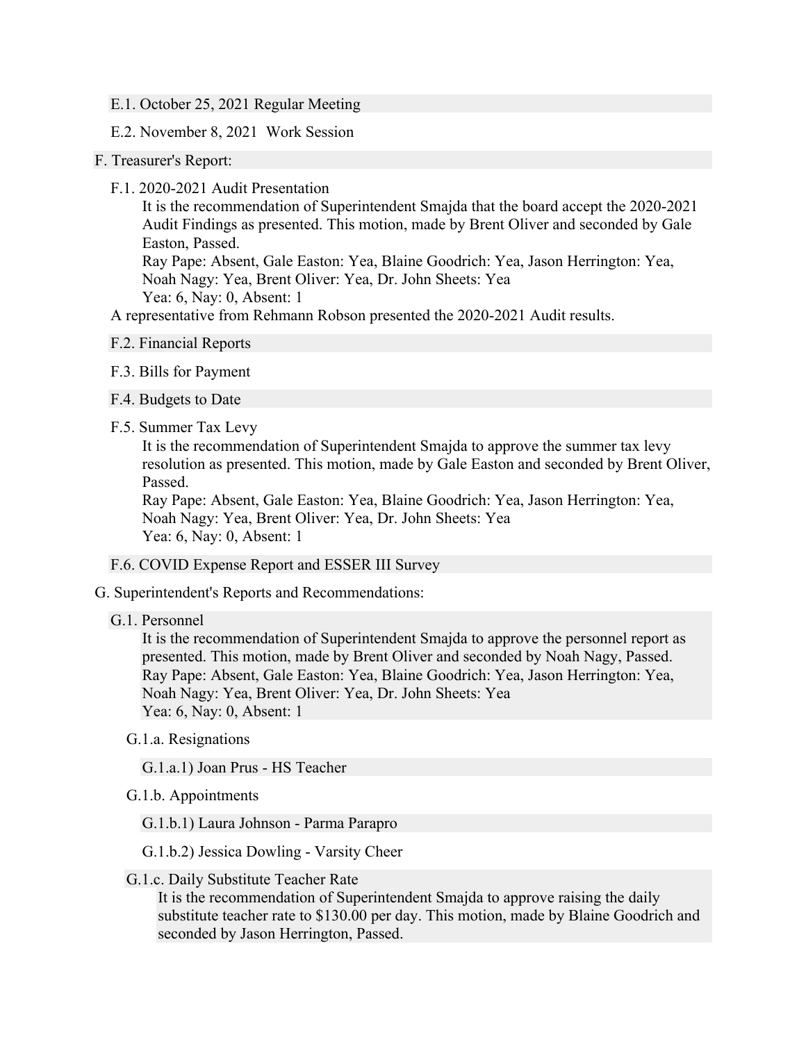E.1. October 25, 2021 Regular Meeting

E.2. November 8, 2021 Work Session

F. Treasurer's Report:

F.1. 2020-2021 Audit Presentation

It is the recommendation of Superintendent Smajda that the board accept the 2020-2021 Audit Findings as presented. This motion, made by Brent Oliver and seconded by Gale Easton, Passed.

Ray Pape: Absent, Gale Easton: Yea, Blaine Goodrich: Yea, Jason Herrington: Yea, Noah Nagy: Yea, Brent Oliver: Yea, Dr. John Sheets: Yea

Yea: 6, Nay: 0, Absent: 1

A representative from Rehmann Robson presented the 2020-2021 Audit results.

F.2. Financial Reports

F.3. Bills for Payment

F.4. Budgets to Date

F.5. Summer Tax Levy

It is the recommendation of Superintendent Smajda to approve the summer tax levy resolution as presented. This motion, made by Gale Easton and seconded by Brent Oliver, Passed.

Ray Pape: Absent, Gale Easton: Yea, Blaine Goodrich: Yea, Jason Herrington: Yea, Noah Nagy: Yea, Brent Oliver: Yea, Dr. John Sheets: Yea

Yea: 6, Nay: 0, Absent: 1

F.6. COVID Expense Report and ESSER III Survey

G. Superintendent's Reports and Recommendations:

G.1. Personnel

It is the recommendation of Superintendent Smajda to approve the personnel report as presented. This motion, made by Brent Oliver and seconded by Noah Nagy, Passed.

Ray Pape: Absent, Gale Easton: Yea, Blaine Goodrich: Yea, Jason Herrington: Yea, Noah Nagy: Yea, Brent Oliver: Yea, Dr. John Sheets: Yea

Yea: 6, Nay: 0, Absent: 1

G.1.a. Resignations

G.1.a.1) Joan Prus - HS Teacher

G.1.b. Appointments

G.1.b.1) Laura Johnson - Parma Parapro

G.1.b.2) Jessica Dowling - Varsity Cheer

G.1.c. Daily Substitute Teacher Rate

It is the recommendation of Superintendent Smajda to approve raising the daily substitute teacher rate to $130.00 per day. This motion, made by Blaine Goodrich and seconded by Jason Herrington, Passed.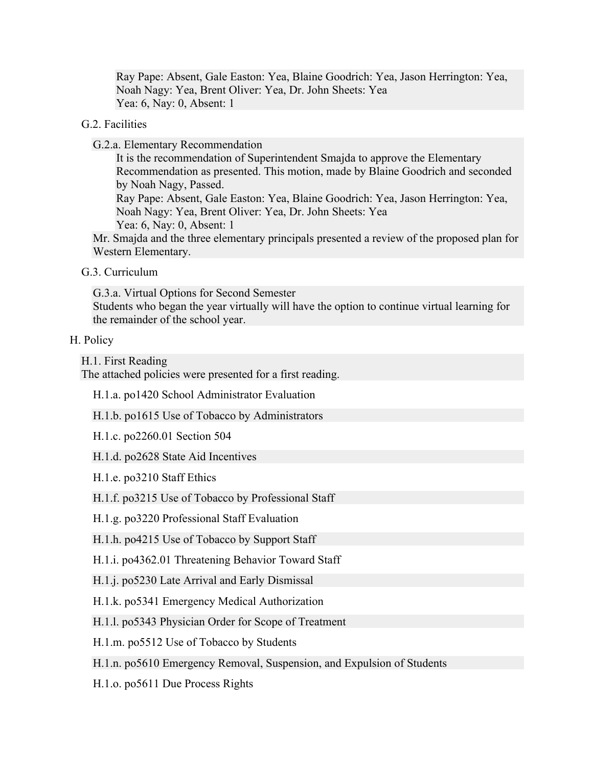Ray Pape: Absent, Gale Easton: Yea, Blaine Goodrich: Yea, Jason Herrington: Yea, Noah Nagy: Yea, Brent Oliver: Yea, Dr. John Sheets: Yea
Yea: 6, Nay: 0, Absent: 1

G.2. Facilities

G.2.a. Elementary Recommendation
It is the recommendation of Superintendent Smajda to approve the Elementary Recommendation as presented. This motion, made by Blaine Goodrich and seconded by Noah Nagy, Passed.
Ray Pape: Absent, Gale Easton: Yea, Blaine Goodrich: Yea, Jason Herrington: Yea, Noah Nagy: Yea, Brent Oliver: Yea, Dr. John Sheets: Yea
Yea: 6, Nay: 0, Absent: 1
Mr. Smajda and the three elementary principals presented a review of the proposed plan for Western Elementary.

G.3. Curriculum

G.3.a. Virtual Options for Second Semester
Students who began the year virtually will have the option to continue virtual learning for the remainder of the school year.

H. Policy

H.1. First Reading
The attached policies were presented for a first reading.

H.1.a. po1420 School Administrator Evaluation

H.1.b. po1615 Use of Tobacco by Administrators

H.1.c. po2260.01 Section 504

H.1.d. po2628 State Aid Incentives

H.1.e. po3210 Staff Ethics

H.1.f. po3215 Use of Tobacco by Professional Staff

H.1.g. po3220 Professional Staff Evaluation

H.1.h. po4215 Use of Tobacco by Support Staff

H.1.i. po4362.01 Threatening Behavior Toward Staff

H.1.j. po5230 Late Arrival and Early Dismissal

H.1.k. po5341 Emergency Medical Authorization

H.1.l. po5343 Physician Order for Scope of Treatment

H.1.m. po5512 Use of Tobacco by Students

H.1.n. po5610 Emergency Removal, Suspension, and Expulsion of Students

H.1.o. po5611 Due Process Rights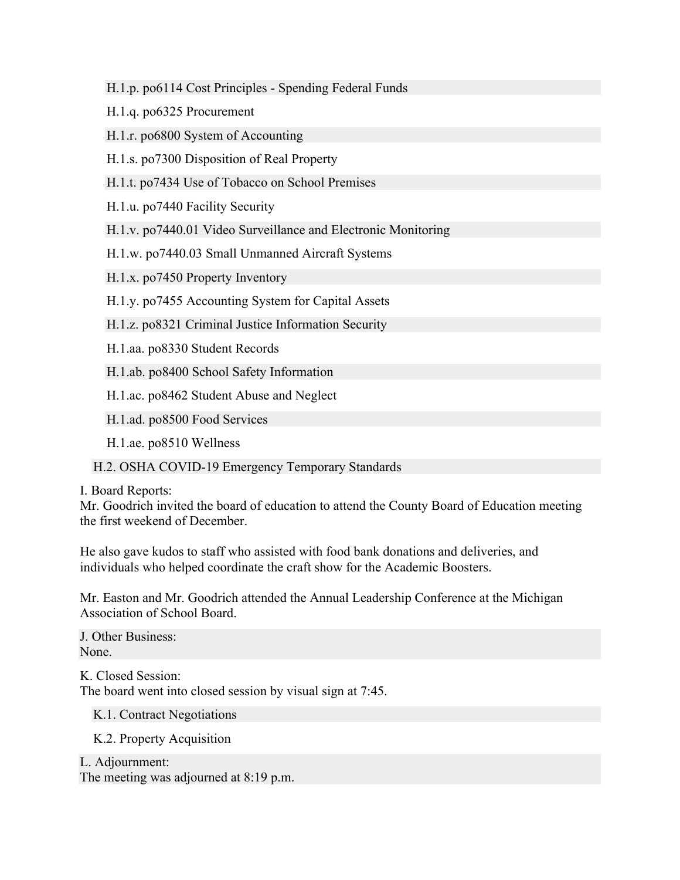H.1.p. po6114 Cost Principles - Spending Federal Funds

H.1.q. po6325 Procurement

H.1.r. po6800 System of Accounting

H.1.s. po7300 Disposition of Real Property

H.1.t. po7434 Use of Tobacco on School Premises

H.1.u. po7440 Facility Security

H.1.v. po7440.01 Video Surveillance and Electronic Monitoring

H.1.w. po7440.03 Small Unmanned Aircraft Systems

H.1.x. po7450 Property Inventory

H.1.y. po7455 Accounting System for Capital Assets

H.1.z. po8321 Criminal Justice Information Security

H.1.aa. po8330 Student Records

H.1.ab. po8400 School Safety Information

H.1.ac. po8462 Student Abuse and Neglect

H.1.ad. po8500 Food Services

H.1.ae. po8510 Wellness

H.2. OSHA COVID-19 Emergency Temporary Standards

I. Board Reports:
Mr. Goodrich invited the board of education to attend the County Board of Education meeting the first weekend of December.

He also gave kudos to staff who assisted with food bank donations and deliveries, and individuals who helped coordinate the craft show for the Academic Boosters.

Mr. Easton and Mr. Goodrich attended the Annual Leadership Conference at the Michigan Association of School Board.

J. Other Business:
None.

K. Closed Session:
The board went into closed session by visual sign at 7:45.

K.1. Contract Negotiations

K.2. Property Acquisition

L. Adjournment:
The meeting was adjourned at 8:19 p.m.